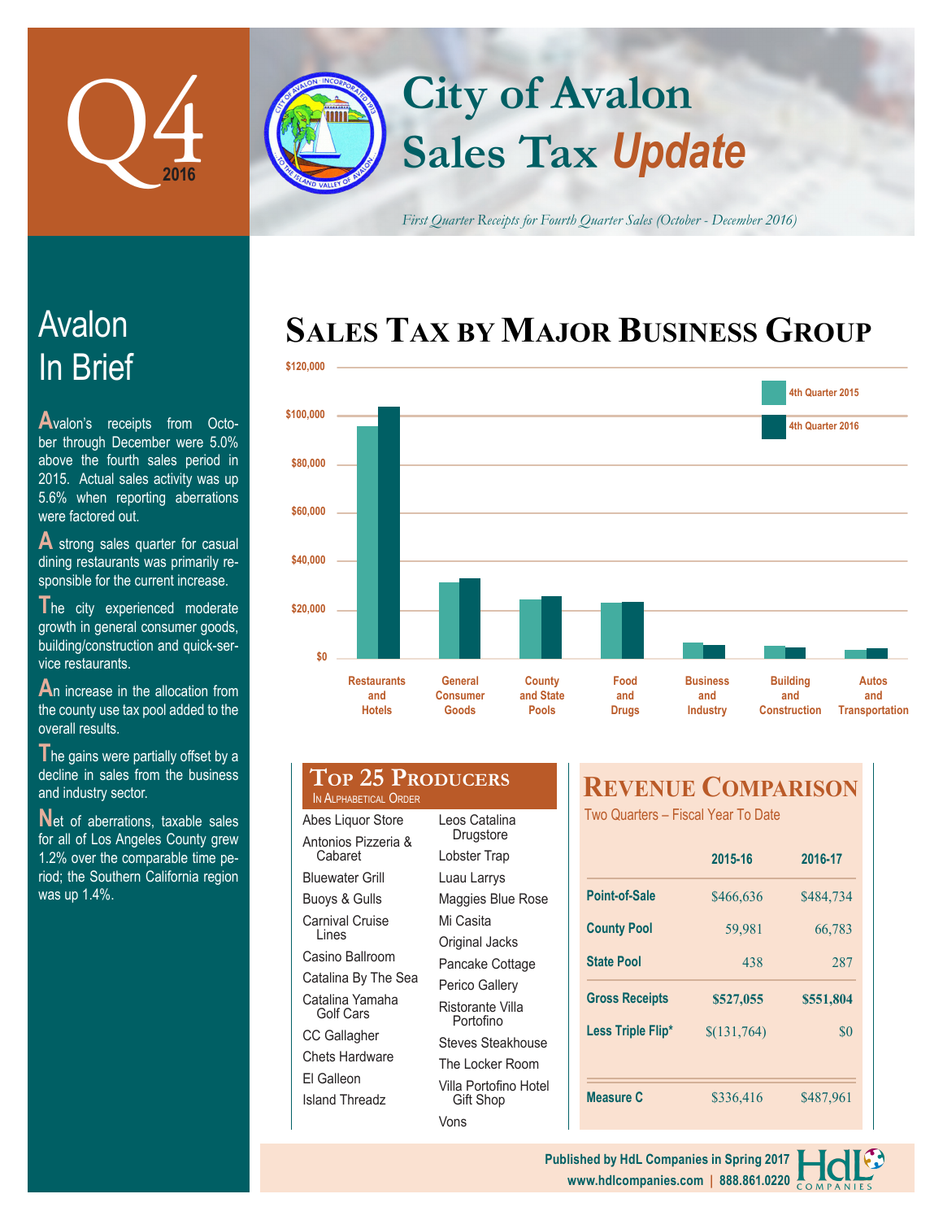# Q4 2016

# City of Avalon Sales Tax *Update*

*First Quarter Receipts for Fourth Quarter Sales (October - December 2016)*

## Avalon In Brief

Avalon's receipts from October through December were 5.0% above the fourth sales period in 2015. Actual sales activity was up 5.6% when reporting aberrations were factored out.

A strong sales quarter for casual dining restaurants was primarily responsible for the current increase.

The city experienced moderate growth in general consumer goods, building/construction and quick-service restaurants.

An increase in the allocation from the county use tax pool added to the overall results.

The gains were partially offset by a decline in sales from the business and industry sector.

Net of aberrations, taxable sales for all of Los Angeles County grew 1.2% over the comparable time period; the Southern California region was up 1.4%.

## Sales Tax by Major Business Group

Legend: 4th Quarter 2015, 4th Quarter 2016

Categories: Restaurants and Hotels; General Consumer Goods; County and State Pools; Food and Drugs; Business and Industry; Building and Construction; Autos and Transportation

Axis: $0; $20,000; $40,000; $60,000; $80,000; $100,000; $120,000

## Top 25 Producers

In Alphabetical Order

- Abes Liquor Store
- Antonios Pizzeria & Cabaret
- Bluewater Grill
- Buoys & Gulls
- Carnival Cruise Lines
- Casino Ballroom
- Catalina By The Sea
- Catalina Yamaha Golf Cars
- CC Gallagher
- Chets Hardware
- El Galleon
- Island Threadz
- Leos Catalina Drugstore
- Lobster Trap
- Luau Larrys
- Maggies Blue Rose
- Mi Casita
- Original Jacks
- Pancake Cottage
- Perico Gallery
- Ristorante Villa Portofino
- Steves Steakhouse
- The Locker Room
- Villa Portofino Hotel Gift Shop
- Vons

## Revenue Comparison

Two Quarters – Fiscal Year To Date

| | 2015-16 | 2016-17 |
|---|---|---|
| Point-of-Sale | $466,636 | $484,734 |
| County Pool | 59,981 | 66,783 |
| State Pool | 438 | 287 |
| **Gross Receipts** | **$527,055** | **$551,804** |
| Less Triple Flip* | $(131,764) | $0 |
| Measure C | $336,416 | $487,961 |

Published by HdL Companies in Spring 2017
www.hdlcompanies.com | 888.861.0220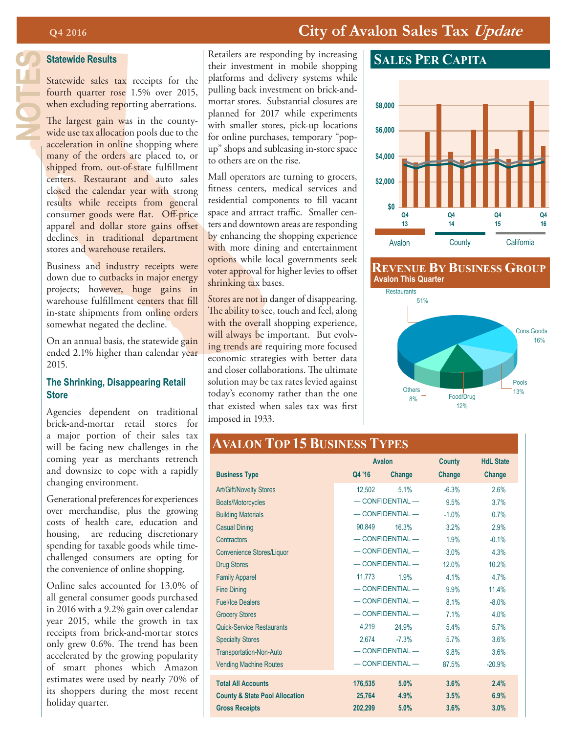## NOTES

### Statewide Results

Statewide sales tax receipts for the fourth quarter rose 1.5% over 2015, when excluding reporting aberrations.

The largest gain was in the countywide use tax allocation pools due to the acceleration in online shopping where many of the orders are placed to, or shipped from, out-of-state fulfillment centers. Restaurant and auto sales closed the calendar year with strong results while receipts from general consumer goods were flat. Off-price apparel and dollar store gains offset declines in traditional department stores and warehouse retailers.

Business and industry receipts were down due to cutbacks in major energy projects; however, huge gains in warehouse fulfillment centers that fill in-state shipments from online orders somewhat negated the decline.

On an annual basis, the statewide gain ended 2.1% higher than calendar year 2015.

### The Shrinking, Disappearing Retail Store

Agencies dependent on traditional brick-and-mortar retail stores for a major portion of their sales tax will be facing new challenges in the coming year as merchants retrench and downsize to cope with a rapidly changing environment.

Generational preferences for experiences over merchandise, plus the growing costs of health care, education and housing, are reducing discretionary spending for taxable goods while time-challenged consumers are opting for the convenience of online shopping.

Online sales accounted for 13.0% of all general consumer goods purchased in 2016 with a 9.2% gain over calendar year 2015, while the growth in tax receipts from brick-and-mortar stores only grew 0.6%. The trend has been accelerated by the growing popularity of smart phones which Amazon estimates were used by nearly 70% of its shoppers during the most recent holiday quarter.

Retailers are responding by increasing their investment in mobile shopping platforms and delivery systems while pulling back investment on brick-and-mortar stores. Substantial closures are planned for 2017 while experiments with smaller stores, pick-up locations for online purchases, temporary "pop-up" shops and subleasing in-store space to others are on the rise.

Mall operators are turning to grocers, fitness centers, medical services and residential components to fill vacant space and attract traffic. Smaller centers and downtown areas are responding by enhancing the shopping experience with more dining and entertainment options while local governments seek voter approval for higher levies to offset shrinking tax bases.

Stores are not in danger of disappearing. The ability to see, touch and feel, along with the overall shopping experience, will always be important. But evolving trends are requiring more focused economic strategies with better data and closer collaborations. The ultimate solution may be tax rates levied against today's economy rather than the one that existed when sales tax was first imposed in 1933.

## Sales Per Capita

$8,000
$6,000
$4,000
$2,000
$0
Q4 13
Q4 14
Q4 15
Q4 16
Avalon
County
California

## Revenue By Business Group

Avalon This Quarter

Restaurants 51%
Cons.Goods 16%
Pools 13%
Food/Drug 12%
Others 8%

## Avalon Top 15 Business Types

| Business Type | Avalon Q4 '16 | Avalon Change | County Change | HdL State Change |
|---|---|---|---|---|
| Art/Gift/Novelty Stores | 12,502 | 5.1% | -6.3% | 2.6% |
| Boats/Motorcycles | — CONFIDENTIAL — | | 9.5% | 3.7% |
| Building Materials | — CONFIDENTIAL — | | -1.0% | 0.7% |
| Casual Dining | 90,849 | 16.3% | 3.2% | 2.9% |
| Contractors | — CONFIDENTIAL — | | 1.9% | -0.1% |
| Convenience Stores/Liquor | — CONFIDENTIAL — | | 3.0% | 4.3% |
| Drug Stores | — CONFIDENTIAL — | | 12.0% | 10.2% |
| Family Apparel | 11,773 | 1.9% | 4.1% | 4.7% |
| Fine Dining | — CONFIDENTIAL — | | 9.9% | 11.4% |
| Fuel/Ice Dealers | — CONFIDENTIAL — | | 8.1% | -8.0% |
| Grocery Stores | — CONFIDENTIAL — | | 7.1% | 4.0% |
| Quick-Service Restaurants | 4,219 | 24.9% | 5.4% | 5.7% |
| Specialty Stores | 2,674 | -7.3% | 5.7% | 3.6% |
| Transportation-Non-Auto | — CONFIDENTIAL — | | 9.8% | 3.6% |
| Vending Machine Routes | — CONFIDENTIAL — | | 87.5% | -20.9% |
| **Total All Accounts** | **176,535** | **5.0%** | **3.6%** | **2.4%** |
| **County & State Pool Allocation** | **25,764** | **4.9%** | **3.5%** | **6.9%** |
| **Gross Receipts** | **202,299** | **5.0%** | **3.6%** | **3.0%** |